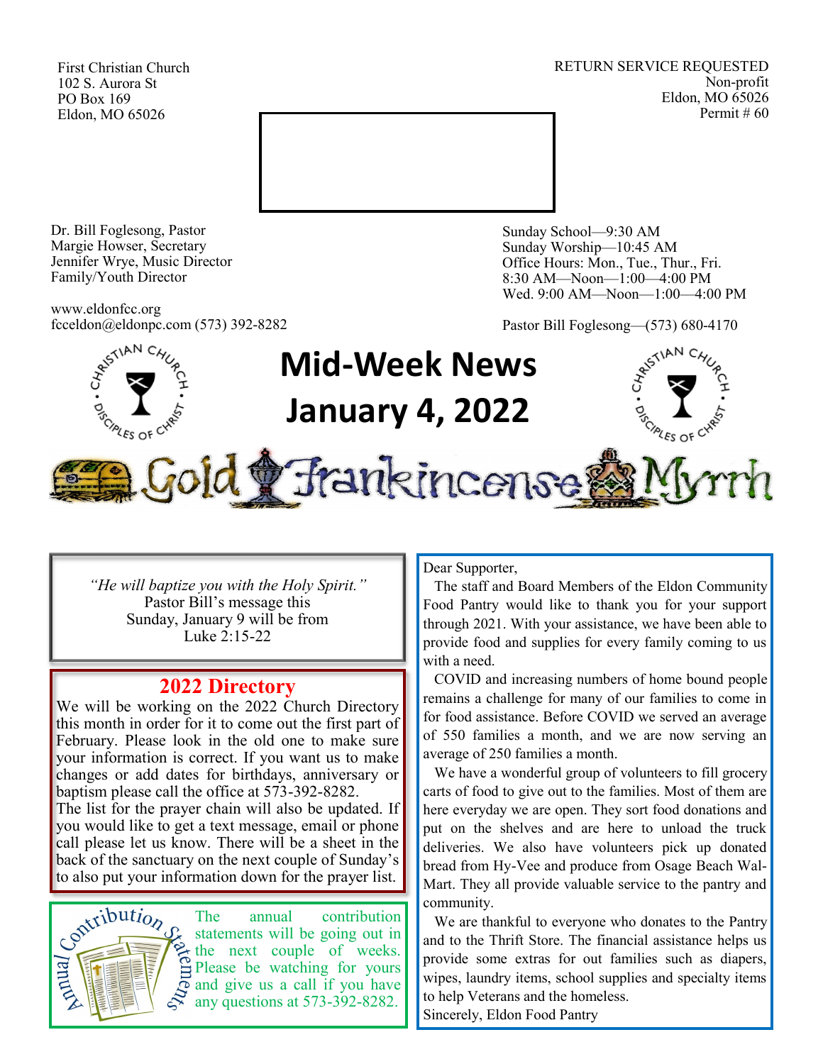First Christian Church
102 S. Aurora St
PO Box 169
Eldon, MO 65026

RETURN SERVICE REQUESTED
Non-profit
Eldon, MO 65026
Permit # 60

Dr. Bill Foglesong, Pastor
Margie Howser, Secretary
Jennifer Wrye, Music Director
Family/Youth Director

www.eldonfcc.org
fcceldon@eldonpc.com (573) 392-8282

Sunday School—9:30 AM
Sunday Worship—10:45 AM
Office Hours: Mon., Tue., Thur., Fri.
8:30 AM—Noon—1:00—4:00 PM
Wed. 9:00 AM—Noon—1:00—4:00 PM

Pastor Bill Foglesong—(573) 680-4170

# Mid-Week News
# January 4, 2022

Gold Frankincense Myrrh

*"He will baptize you with the Holy Spirit."*
Pastor Bill's message this Sunday, January 9 will be from Luke 2:15-22

## 2022 Directory

We will be working on the 2022 Church Directory this month in order for it to come out the first part of February. Please look in the old one to make sure your information is correct. If you want us to make changes or add dates for birthdays, anniversary or baptism please call the office at 573-392-8282.
The list for the prayer chain will also be updated. If you would like to get a text message, email or phone call please let us know. There will be a sheet in the back of the sanctuary on the next couple of Sunday's to also put your information down for the prayer list.

Annual Contribution Statements

The annual contribution statements will be going out in the next couple of weeks. Please be watching for yours and give us a call if you have any questions at 573-392-8282.

Dear Supporter,

The staff and Board Members of the Eldon Community Food Pantry would like to thank you for your support through 2021. With your assistance, we have been able to provide food and supplies for every family coming to us with a need.

COVID and increasing numbers of home bound people remains a challenge for many of our families to come in for food assistance. Before COVID we served an average of 550 families a month, and we are now serving an average of 250 families a month.

We have a wonderful group of volunteers to fill grocery carts of food to give out to the families. Most of them are here everyday we are open. They sort food donations and put on the shelves and are here to unload the truck deliveries. We also have volunteers pick up donated bread from Hy-Vee and produce from Osage Beach Wal-Mart. They all provide valuable service to the pantry and community.

We are thankful to everyone who donates to the Pantry and to the Thrift Store. The financial assistance helps us provide some extras for out families such as diapers, wipes, laundry items, school supplies and specialty items to help Veterans and the homeless.

Sincerely, Eldon Food Pantry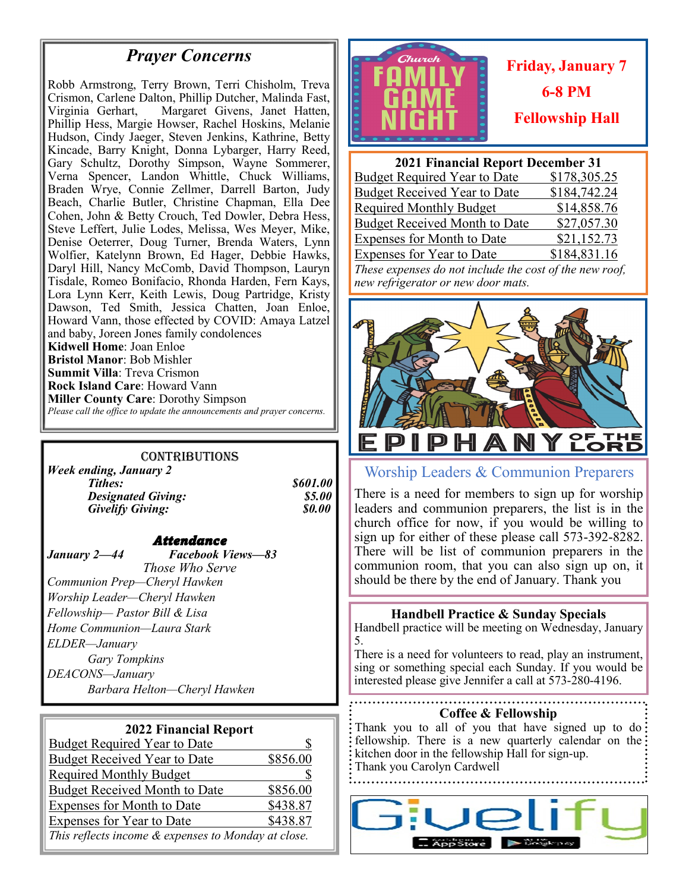## Prayer Concerns

Robb Armstrong, Terry Brown, Terri Chisholm, Treva Crismon, Carlene Dalton, Phillip Dutcher, Malinda Fast, Virginia Gerhart, Margaret Givens, Janet Hatten, Phillip Hess, Margie Howser, Rachel Hoskins, Melanie Hudson, Cindy Jaeger, Steven Jenkins, Kathrine, Betty Kincade, Barry Knight, Donna Lybarger, Harry Reed, Gary Schultz, Dorothy Simpson, Wayne Sommerer, Verna Spencer, Landon Whittle, Chuck Williams, Braden Wrye, Connie Zellmer, Darrell Barton, Judy Beach, Charlie Butler, Christine Chapman, Ella Dee Cohen, John & Betty Crouch, Ted Dowler, Debra Hess, Steve Leffert, Julie Lodes, Melissa, Wes Meyer, Mike, Denise Oeterrer, Doug Turner, Brenda Waters, Lynn Wolfier, Katelynn Brown, Ed Hager, Debbie Hawks, Daryl Hill, Nancy McComb, David Thompson, Lauryn Tisdale, Romeo Bonifacio, Rhonda Harden, Fern Kays, Lora Lynn Kerr, Keith Lewis, Doug Partridge, Kristy Dawson, Ted Smith, Jessica Chatten, Joan Enloe, Howard Vann, those effected by COVID: Amaya Latzel and baby, Joreen Jones family condolences

**Kidwell Home**: Joan Enloe
**Bristol Manor**: Bob Mishler
**Summit Villa**: Treva Crismon
**Rock Island Care**: Howard Vann
**Miller County Care**: Dorothy Simpson

*Please call the office to update the announcements and prayer concerns.*

## CONTRIBUTIONS

***Week ending, January 2***

| | |
|---|---|
| ***Tithes:*** | ***$601.00*** |
| ***Designated Giving:*** | ***$5.00*** |
| ***Givelify Giving:*** | ***$0.00*** |

### *Attendance*

***January 2—44*** ***Facebook Views—83***

*Those Who Serve*

*Communion Prep—Cheryl Hawken*
*Worship Leader—Cheryl Hawken*
*Fellowship— Pastor Bill & Lisa*
*Home Communion—Laura Stark*
*ELDER—January*
*Gary Tompkins*
*DEACONS—January*
*Barbara Helton—Cheryl Hawken*

## 2022 Financial Report

| | |
|---|---|
| Budget Required Year to Date | $ |
| Budget Received Year to Date | $856.00 |
| Required Monthly Budget | $ |
| Budget Received Month to Date | $856.00 |
| Expenses for Month to Date | $438.87 |
| Expenses for Year to Date | $438.87 |

*This reflects income & expenses to Monday at close.*

## Church FAMILY GAME NIGHT

**Friday, January 7**

**6-8 PM**

**Fellowship Hall**

## 2021 Financial Report December 31

| | |
|---|---|
| Budget Required Year to Date | $178,305.25 |
| Budget Received Year to Date | $184,742.24 |
| Required Monthly Budget | $14,858.76 |
| Budget Received Month to Date | $27,057.30 |
| Expenses for Month to Date | $21,152.73 |
| Expenses for Year to Date | $184,831.16 |

*These expenses do not include the cost of the new roof, new refrigerator or new door mats.*

EPIPHANY OF THE LORD

## Worship Leaders & Communion Preparers

There is a need for members to sign up for worship leaders and communion preparers, the list is in the church office for now, if you would be willing to sign up for either of these please call 573-392-8282. There will be list of communion preparers in the communion room, that you can also sign up on, it should be there by the end of January. Thank you

## Handbell Practice & Sunday Specials

Handbell practice will be meeting on Wednesday, January 5.

There is a need for volunteers to read, play an instrument, sing or something special each Sunday. If you would be interested please give Jennifer a call at 573-280-4196.

## Coffee & Fellowship

Thank you to all of you that have signed up to do fellowship. There is a new quarterly calendar on the kitchen door in the fellowship Hall for sign-up.
Thank you Carolyn Cardwell

Givelify